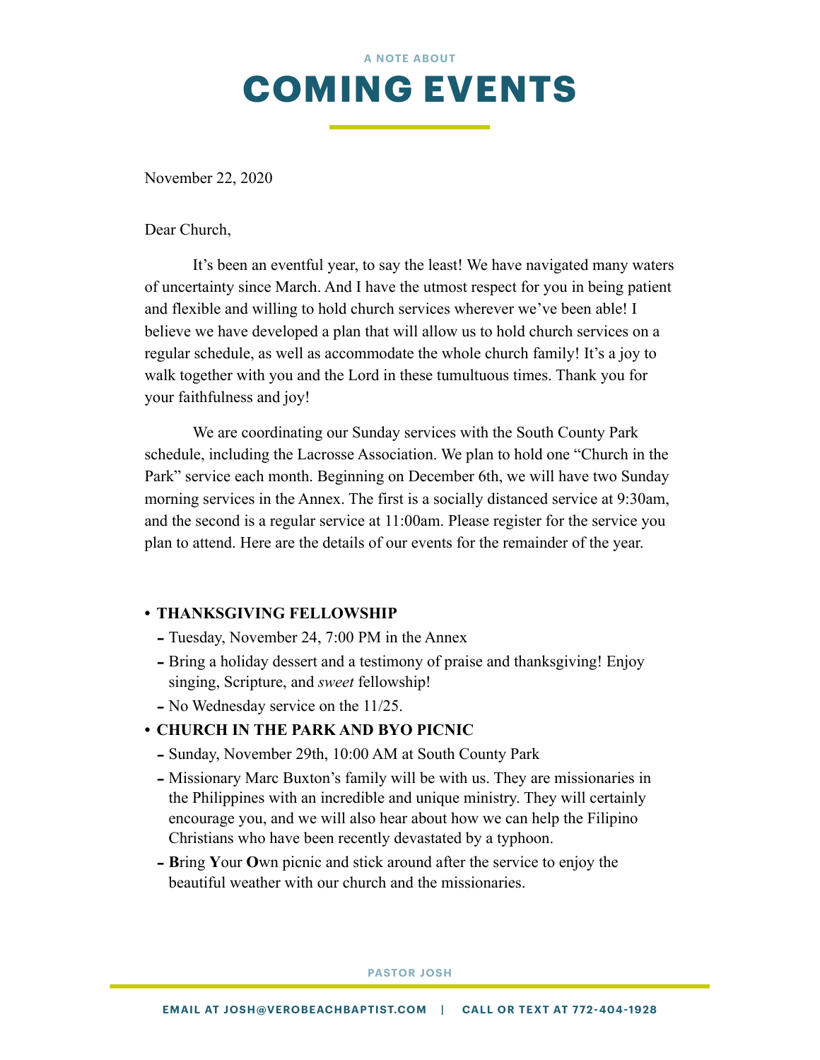A NOTE ABOUT

# COMING EVENTS

November 22, 2020

Dear Church,

It's been an eventful year, to say the least! We have navigated many waters of uncertainty since March. And I have the utmost respect for you in being patient and flexible and willing to hold church services wherever we've been able! I believe we have developed a plan that will allow us to hold church services on a regular schedule, as well as accommodate the whole church family! It's a joy to walk together with you and the Lord in these tumultuous times. Thank you for your faithfulness and joy!

We are coordinating our Sunday services with the South County Park schedule, including the Lacrosse Association. We plan to hold one "Church in the Park" service each month. Beginning on December 6th, we will have two Sunday morning services in the Annex. The first is a socially distanced service at 9:30am, and the second is a regular service at 11:00am. Please register for the service you plan to attend. Here are the details of our events for the remainder of the year.

- **THANKSGIVING FELLOWSHIP**
  - Tuesday, November 24, 7:00 PM in the Annex
  - Bring a holiday dessert and a testimony of praise and thanksgiving! Enjoy singing, Scripture, and *sweet* fellowship!
  - No Wednesday service on the 11/25.
- **CHURCH IN THE PARK AND BYO PICNIC**
  - Sunday, November 29th, 10:00 AM at South County Park
  - Missionary Marc Buxton's family will be with us. They are missionaries in the Philippines with an incredible and unique ministry. They will certainly encourage you, and we will also hear about how we can help the Filipino Christians who have been recently devastated by a typhoon.
  - **B**ring **Y**our **O**wn picnic and stick around after the service to enjoy the beautiful weather with our church and the missionaries.

PASTOR JOSH

EMAIL AT JOSH@VEROBEACHBAPTIST.COM | CALL OR TEXT AT 772-404-1928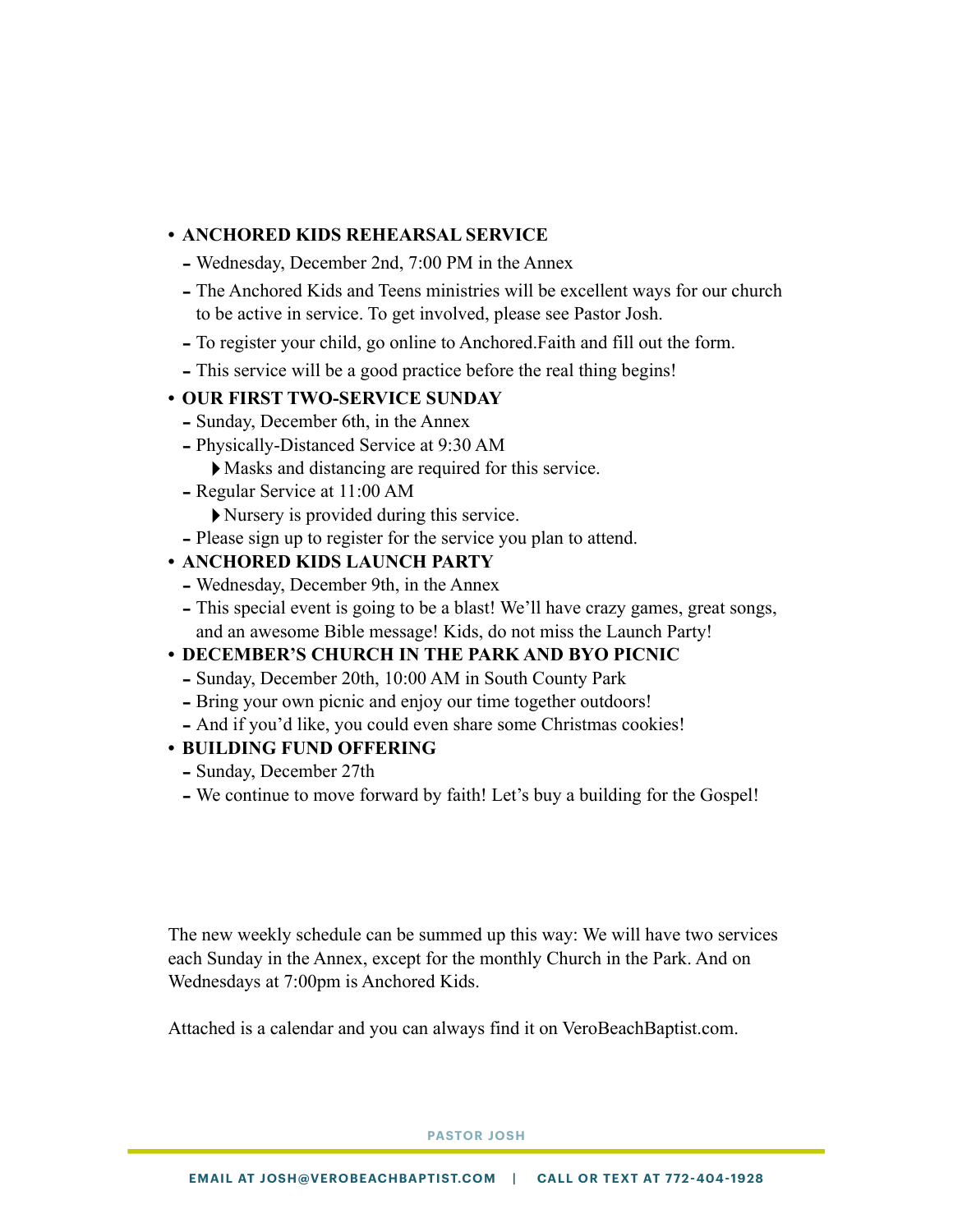- **ANCHORED KIDS REHEARSAL SERVICE**
  - Wednesday, December 2nd, 7:00 PM in the Annex
  - The Anchored Kids and Teens ministries will be excellent ways for our church to be active in service. To get involved, please see Pastor Josh.
  - To register your child, go online to Anchored.Faith and fill out the form.
  - This service will be a good practice before the real thing begins!
- **OUR FIRST TWO-SERVICE SUNDAY**
  - Sunday, December 6th, in the Annex
  - Physically-Distanced Service at 9:30 AM
    - Masks and distancing are required for this service.
  - Regular Service at 11:00 AM
    - Nursery is provided during this service.
  - Please sign up to register for the service you plan to attend.
- **ANCHORED KIDS LAUNCH PARTY**
  - Wednesday, December 9th, in the Annex
  - This special event is going to be a blast! We'll have crazy games, great songs, and an awesome Bible message! Kids, do not miss the Launch Party!
- **DECEMBER'S CHURCH IN THE PARK AND BYO PICNIC**
  - Sunday, December 20th, 10:00 AM in South County Park
  - Bring your own picnic and enjoy our time together outdoors!
  - And if you'd like, you could even share some Christmas cookies!
- **BUILDING FUND OFFERING**
  - Sunday, December 27th
  - We continue to move forward by faith! Let's buy a building for the Gospel!

The new weekly schedule can be summed up this way: We will have two services each Sunday in the Annex, except for the monthly Church in the Park. And on Wednesdays at 7:00pm is Anchored Kids.

Attached is a calendar and you can always find it on VeroBeachBaptist.com.

**PASTOR JOSH**

**EMAIL AT JOSH@VEROBEACHBAPTIST.COM | CALL OR TEXT AT 772-404-1928**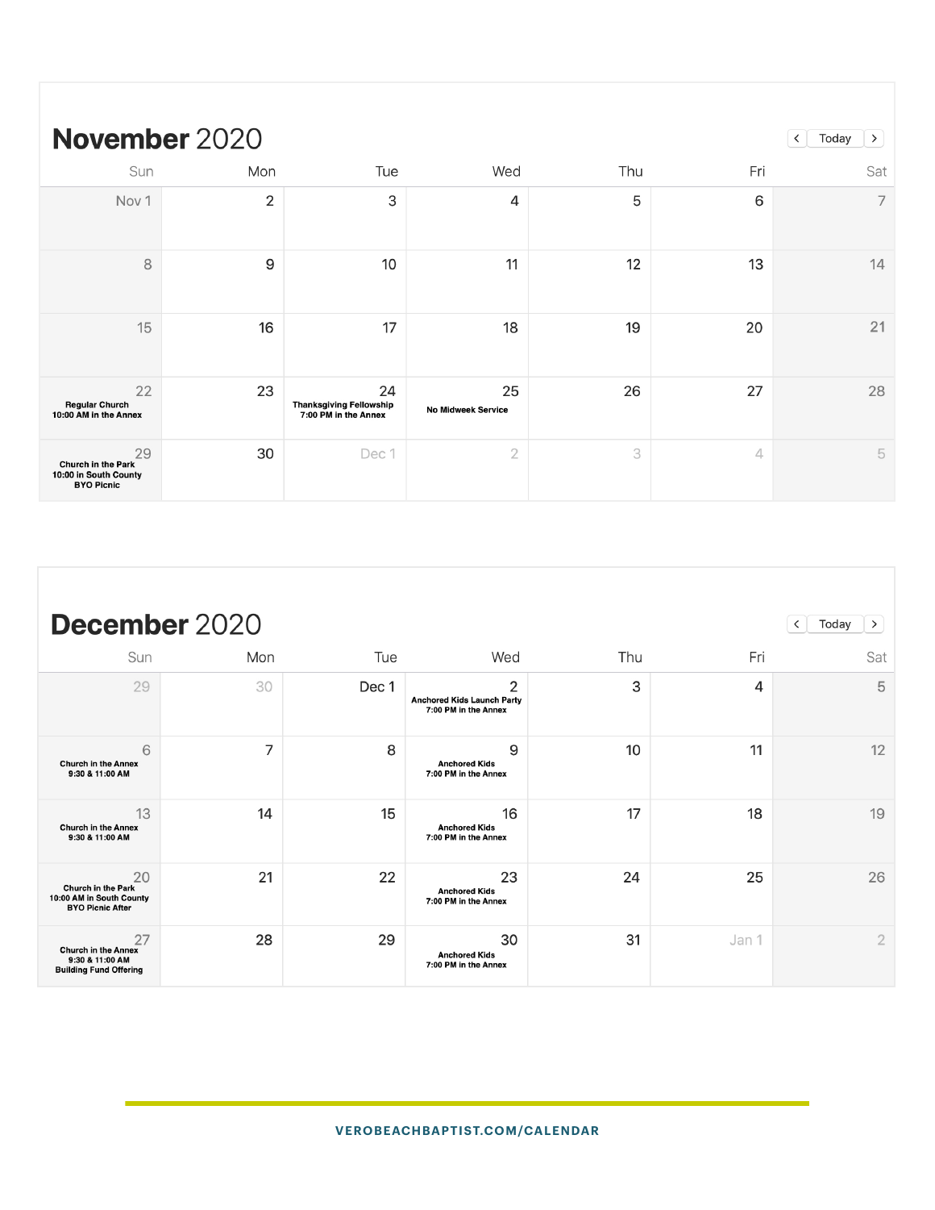# November 2020

| Sun | Mon | Tue | Wed | Thu | Fri | Sat |
|---|---|---|---|---|---|---|
| Nov 1 | 2 | 3 | 4 | 5 | 6 | 7 |
| 8 | 9 | 10 | 11 | 12 | 13 | 14 |
| 15 | 16 | 17 | 18 | 19 | 20 | 21 |
| 22 Regular Church 10:00 AM in the Annex | 23 | 24 Thanksgiving Fellowship 7:00 PM in the Annex | 25 No Midweek Service | 26 | 27 | 28 |
| 29 Church in the Park 10:00 in South County BYO Picnic | 30 | Dec 1 | 2 | 3 | 4 | 5 |

# December 2020

| Sun | Mon | Tue | Wed | Thu | Fri | Sat |
|---|---|---|---|---|---|---|
| 29 | 30 | Dec 1 | 2 Anchored Kids Launch Party 7:00 PM in the Annex | 3 | 4 | 5 |
| 6 Church in the Annex 9:30 & 11:00 AM | 7 | 8 | 9 Anchored Kids 7:00 PM in the Annex | 10 | 11 | 12 |
| 13 Church in the Annex 9:30 & 11:00 AM | 14 | 15 | 16 Anchored Kids 7:00 PM in the Annex | 17 | 18 | 19 |
| 20 Church in the Park 10:00 AM in South County BYO Picnic After | 21 | 22 | 23 Anchored Kids 7:00 PM in the Annex | 24 | 25 | 26 |
| 27 Church in the Annex 9:30 & 11:00 AM Building Fund Offering | 28 | 29 | 30 Anchored Kids 7:00 PM in the Annex | 31 | Jan 1 | 2 |

VEROBEACHBAPTIST.COM/CALENDAR